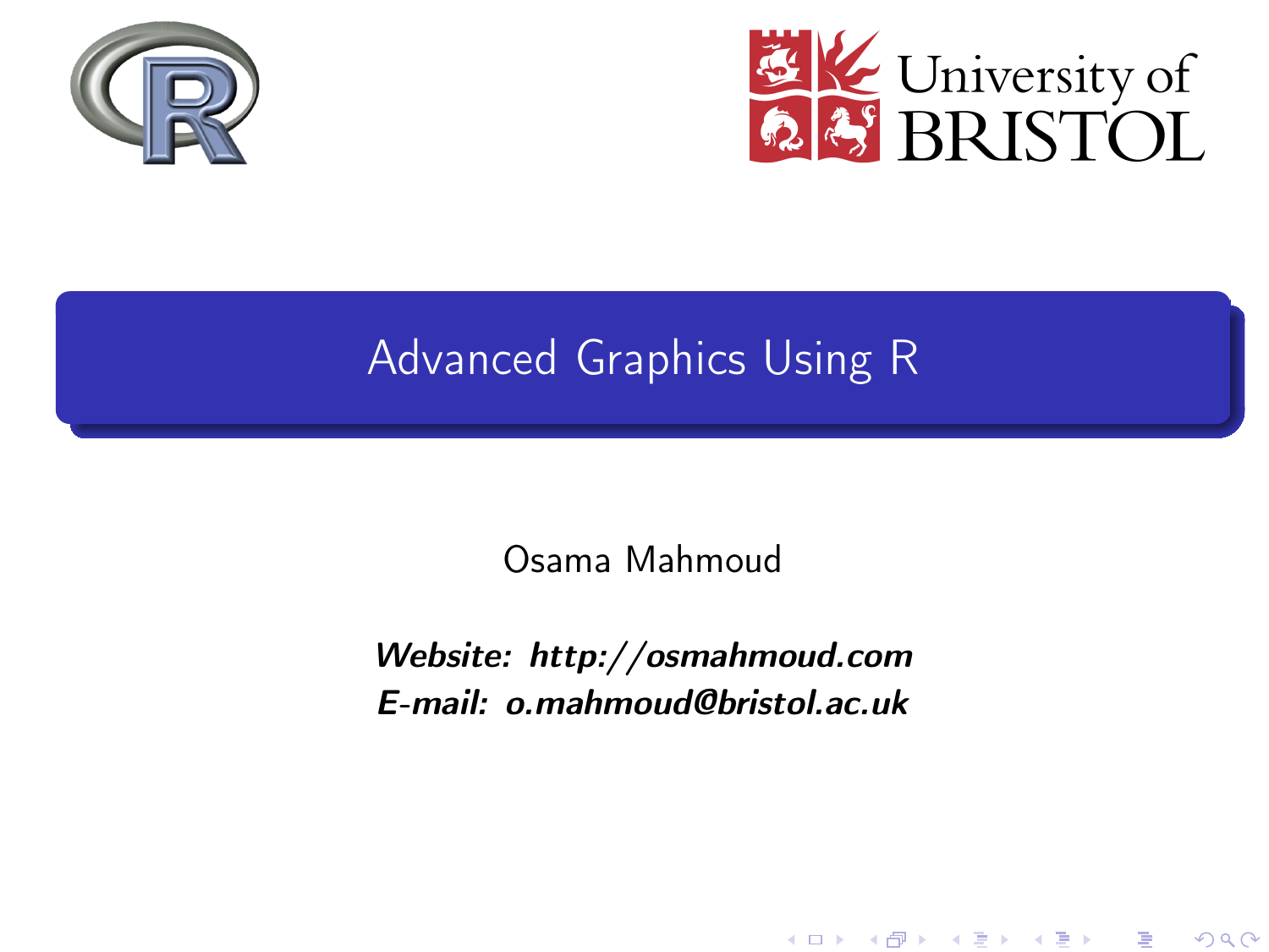# Advanced Graphics Using R

Osama Mahmoud

***Website: http://osmahmoud.com***
***E-mail: o.mahmoud@bristol.ac.uk***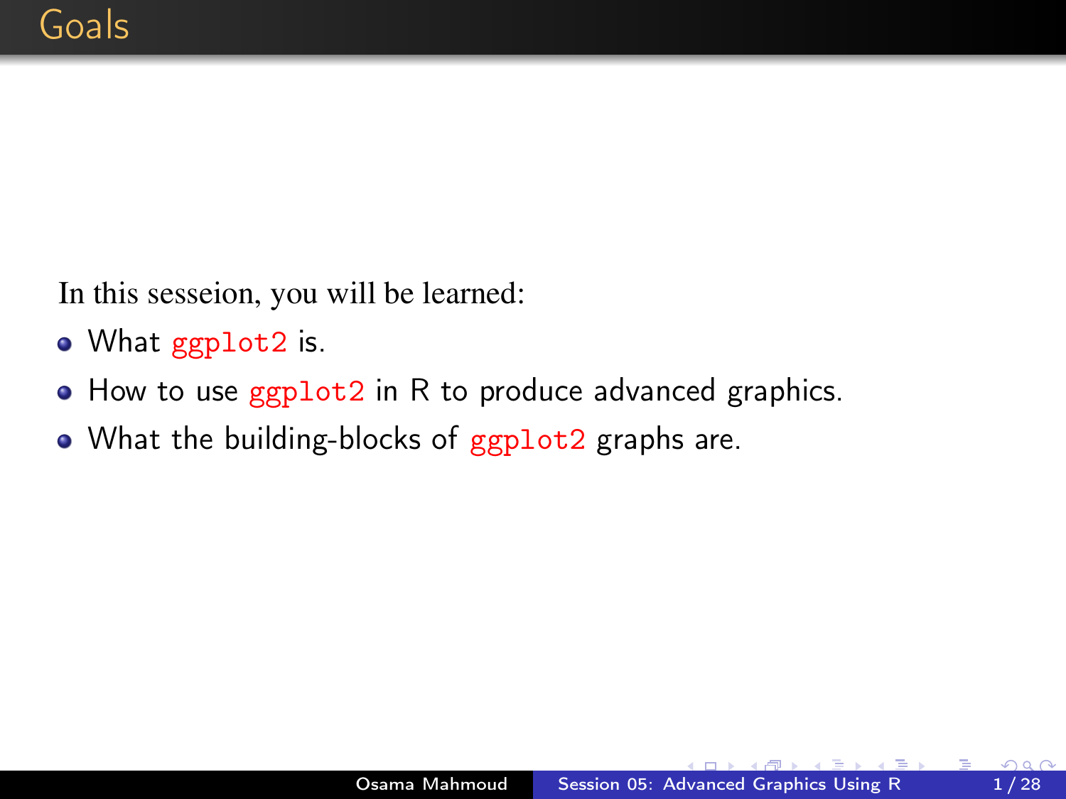# Goals

In this sesseion, you will be learned:

- What `ggplot2` is.
- How to use `ggplot2` in R to produce advanced graphics.
- What the building-blocks of `ggplot2` graphs are.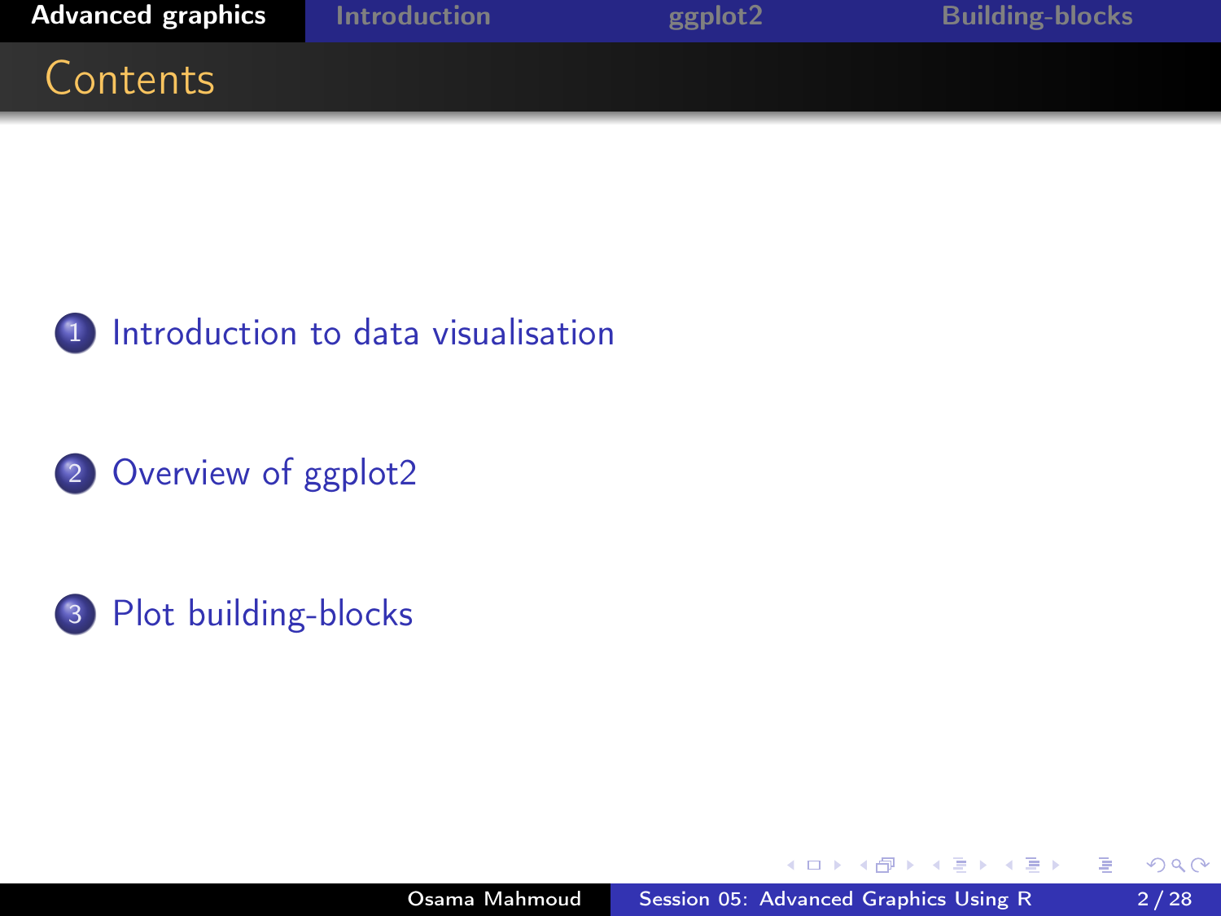# Contents

1. Introduction to data visualisation
2. Overview of ggplot2
3. Plot building-blocks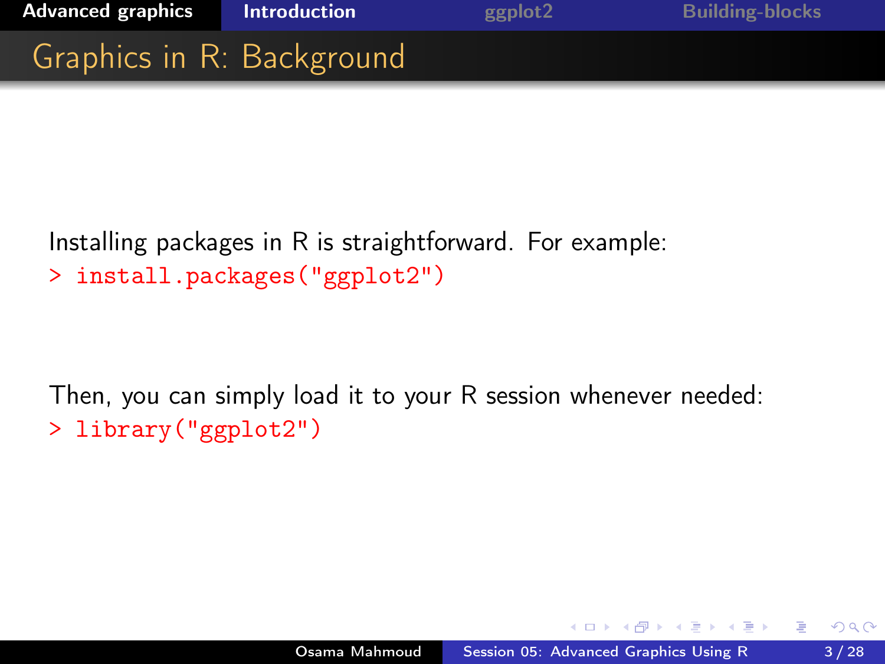# Graphics in R: Background

Installing packages in R is straightforward. For example:

```
> install.packages("ggplot2")
```

Then, you can simply load it to your R session whenever needed:

```
> library("ggplot2")
```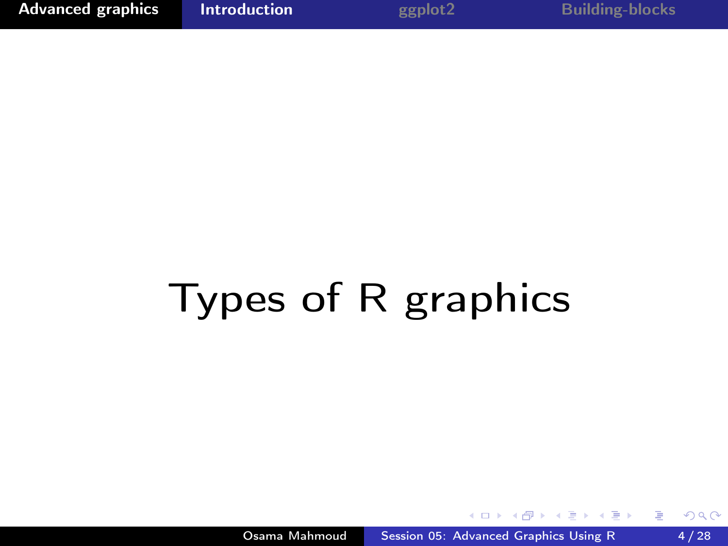# Types of R graphics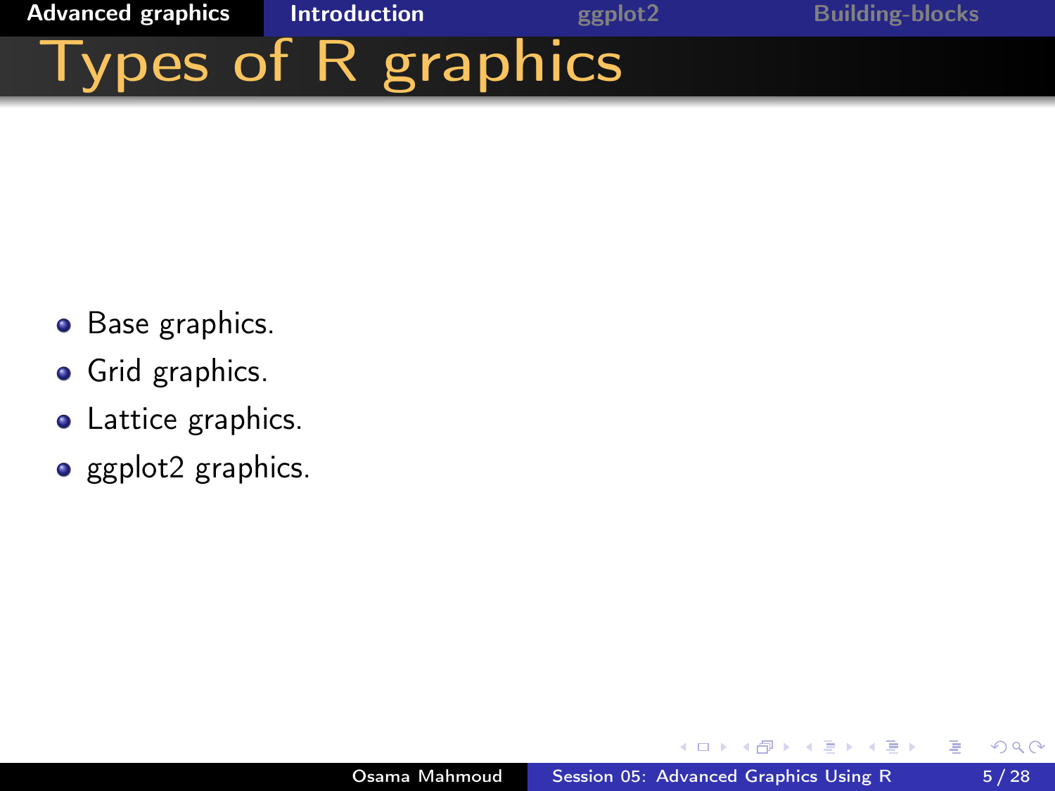# Types of R graphics

- Base graphics.
- Grid graphics.
- Lattice graphics.
- ggplot2 graphics.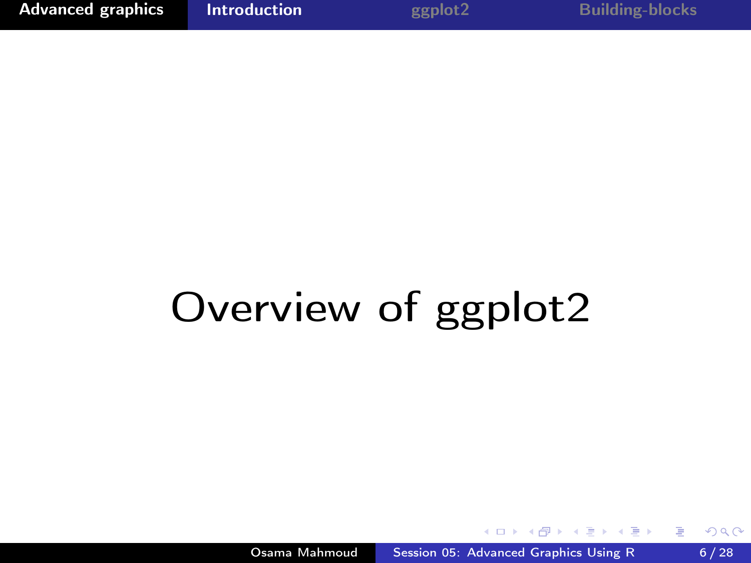# Overview of ggplot2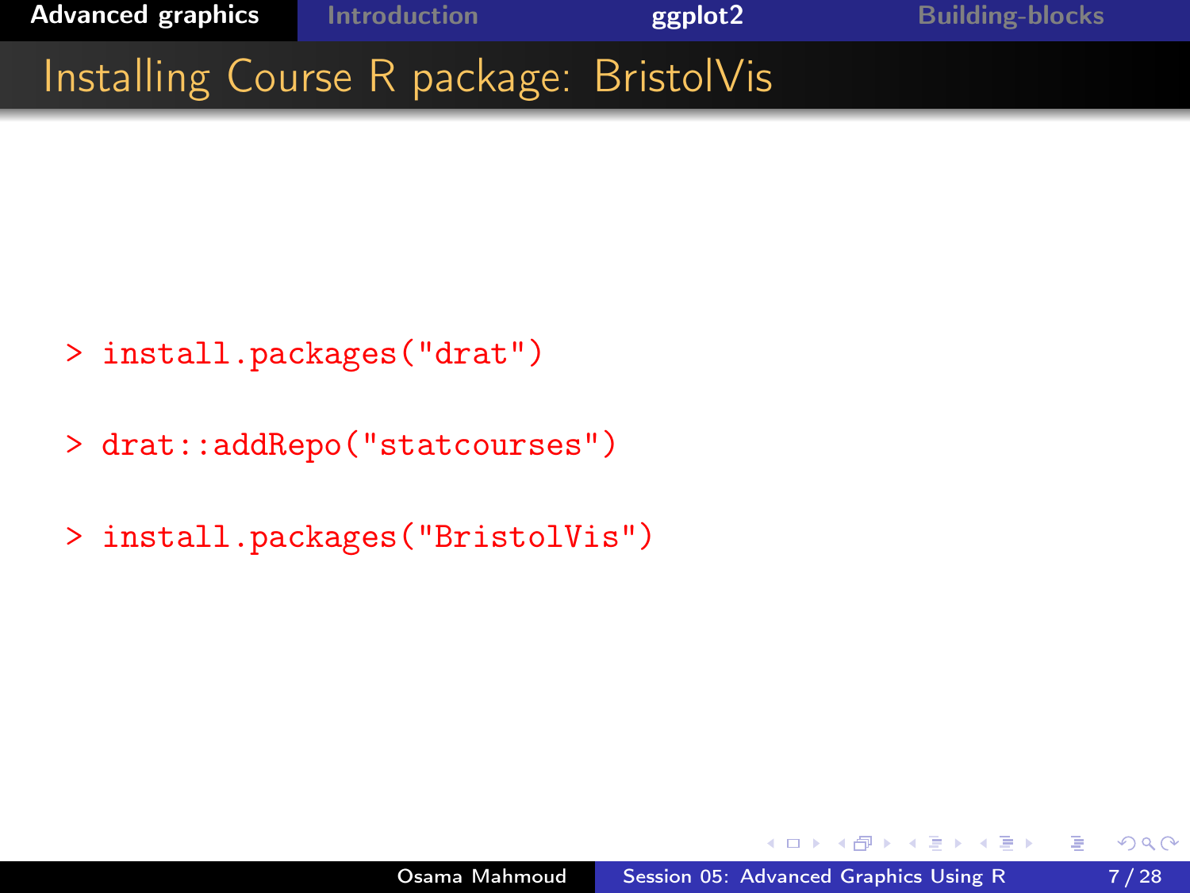# Installing Course R package: BristolVis

```
> install.packages("drat")

> drat::addRepo("statcourses")

> install.packages("BristolVis")
```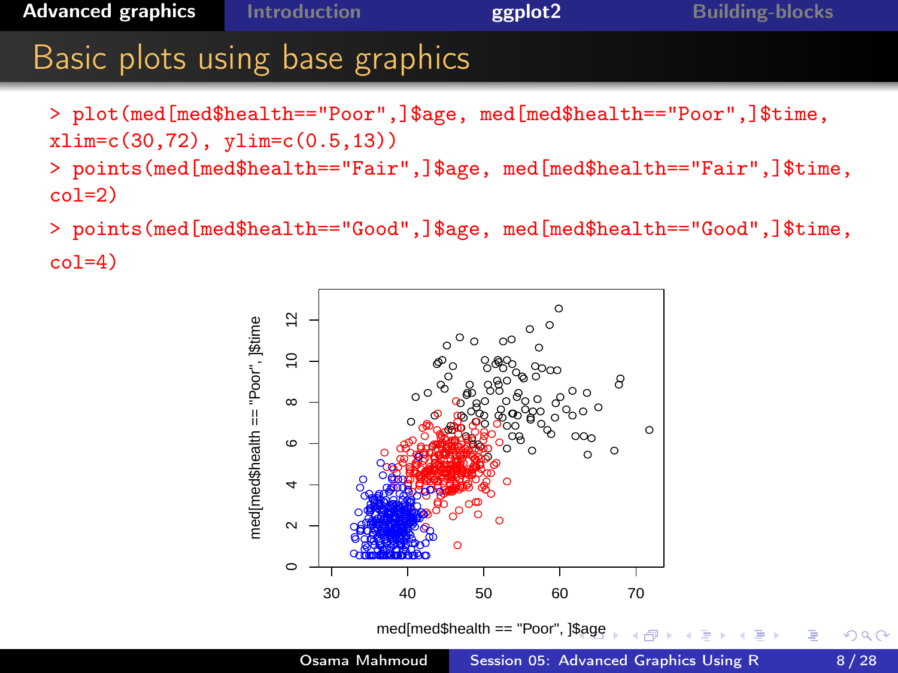# Basic plots using base graphics

```
> plot(med[med$health=="Poor",]$age, med[med$health=="Poor",]$time,
xlim=c(30,72), ylim=c(0.5,13))
> points(med[med$health=="Fair",]$age, med[med$health=="Fair",]$time,
col=2)
> points(med[med$health=="Good",]$age, med[med$health=="Good",]$time,
col=4)
```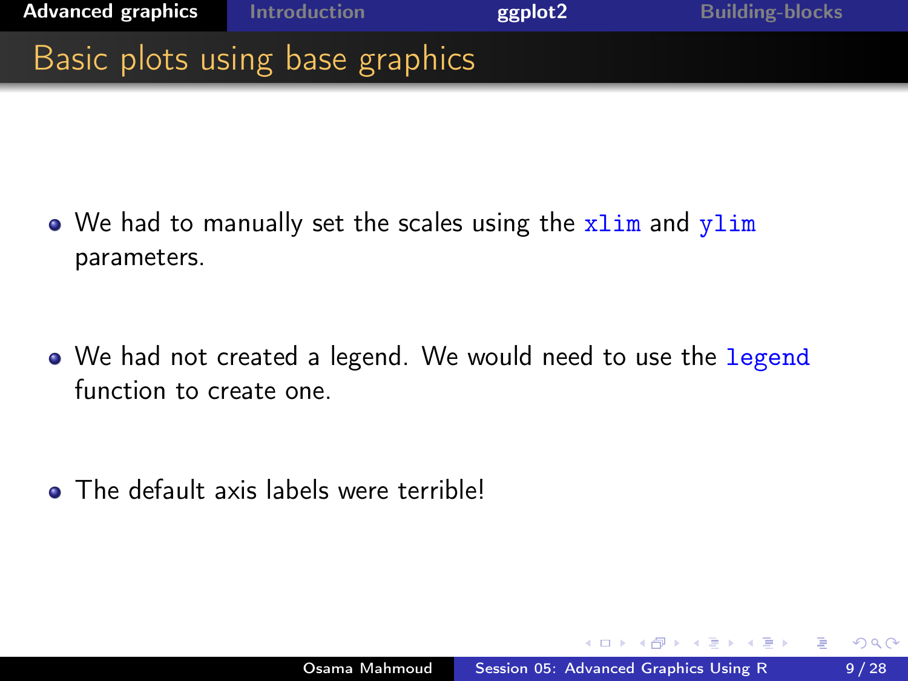## Basic plots using base graphics

- We had to manually set the scales using the `xlim` and `ylim` parameters.
- We had not created a legend. We would need to use the `legend` function to create one.
- The default axis labels were terrible!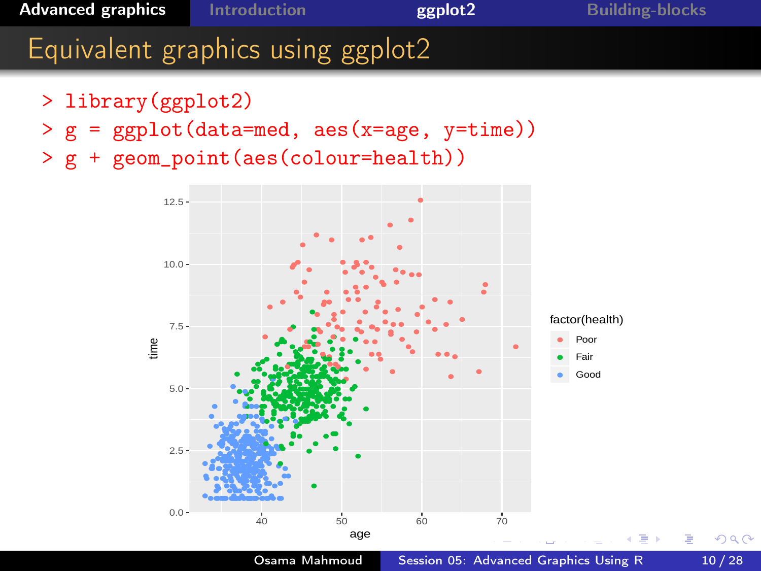# Equivalent graphics using ggplot2

```
> library(ggplot2)
> g = ggplot(data=med, aes(x=age, y=time))
> g + geom_point(aes(colour=health))
```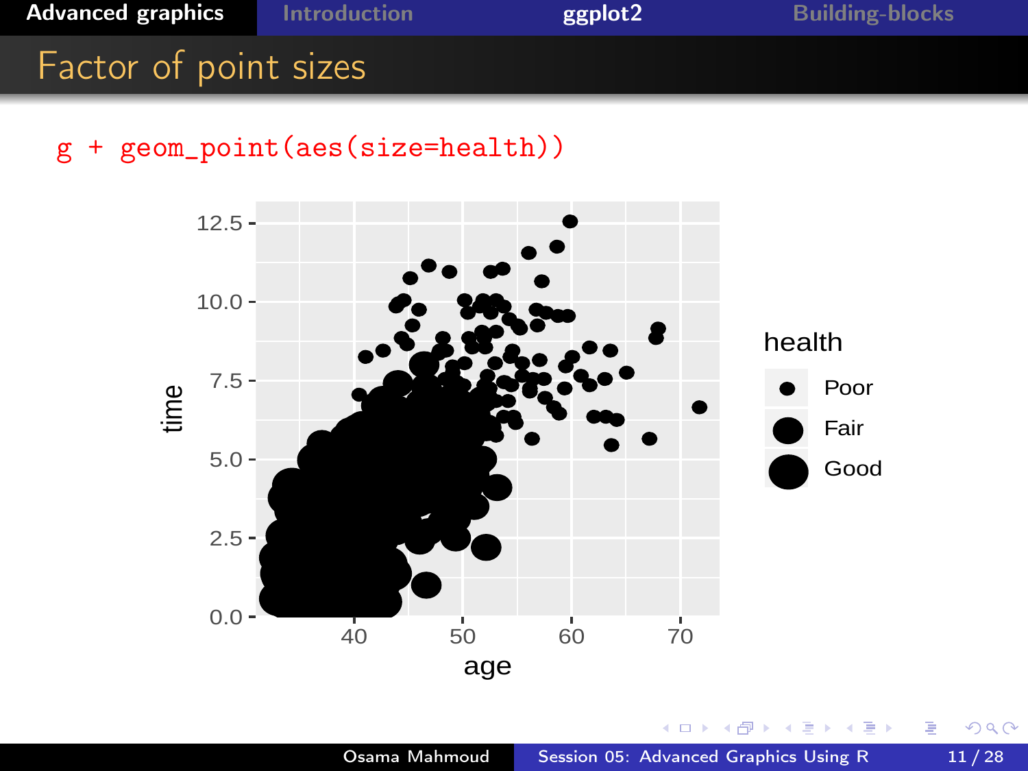# Factor of point sizes

```
g + geom_point(aes(size=health))
```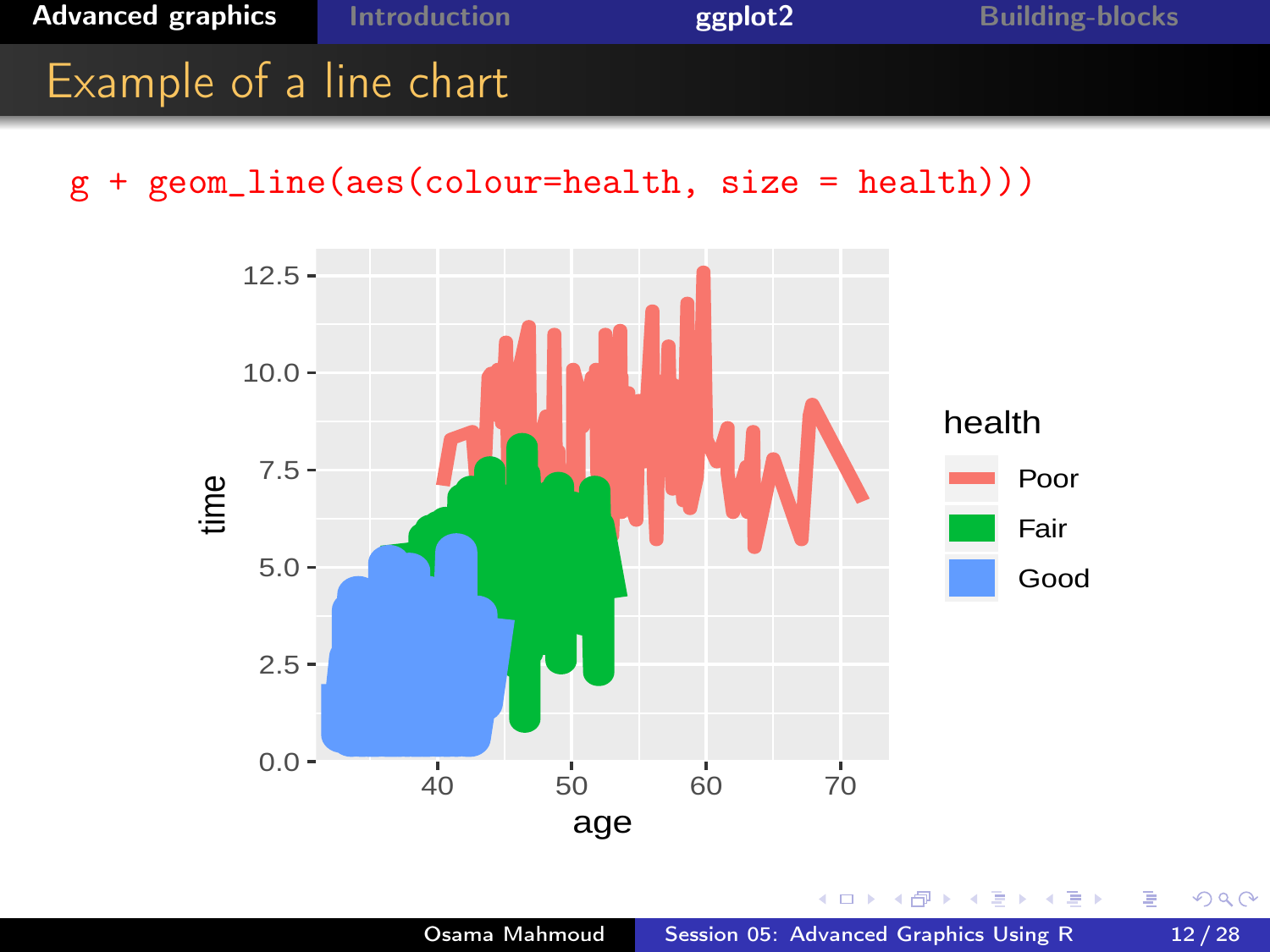## Example of a line chart

```
g + geom_line(aes(colour=health, size = health))
```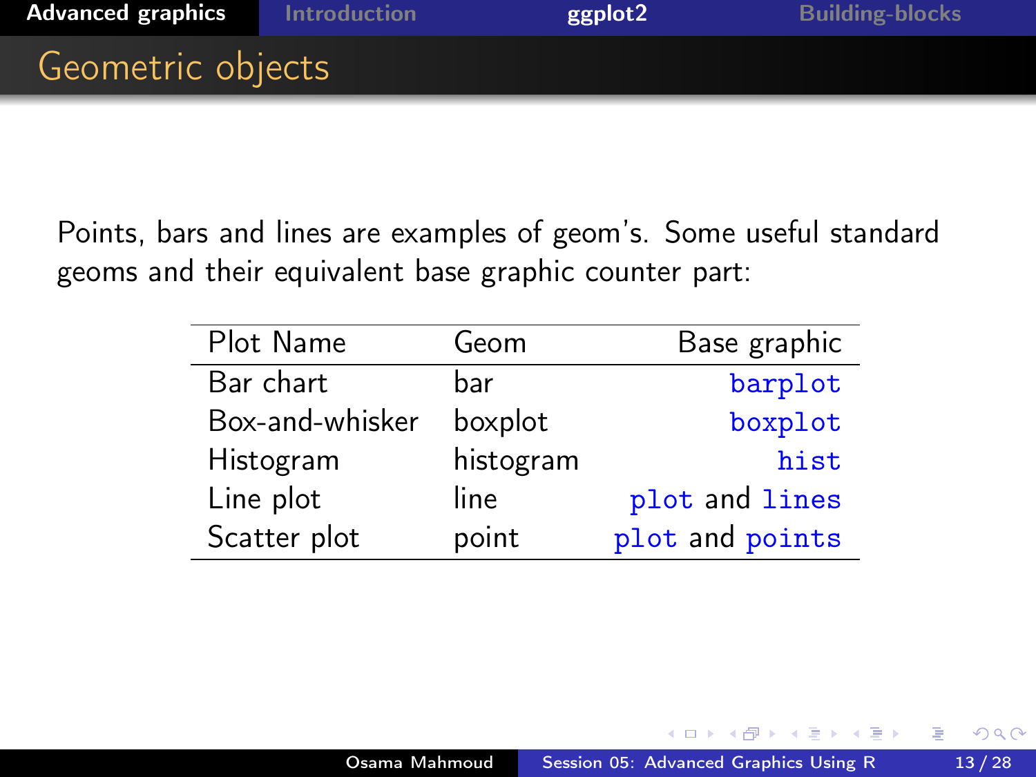## Geometric objects

Points, bars and lines are examples of geom's. Some useful standard geoms and their equivalent base graphic counter part:

| Plot Name | Geom | Base graphic |
|---|---|---|
| Bar chart | bar | `barplot` |
| Box-and-whisker | boxplot | `boxplot` |
| Histogram | histogram | `hist` |
| Line plot | line | `plot` and `lines` |
| Scatter plot | point | `plot` and `points` |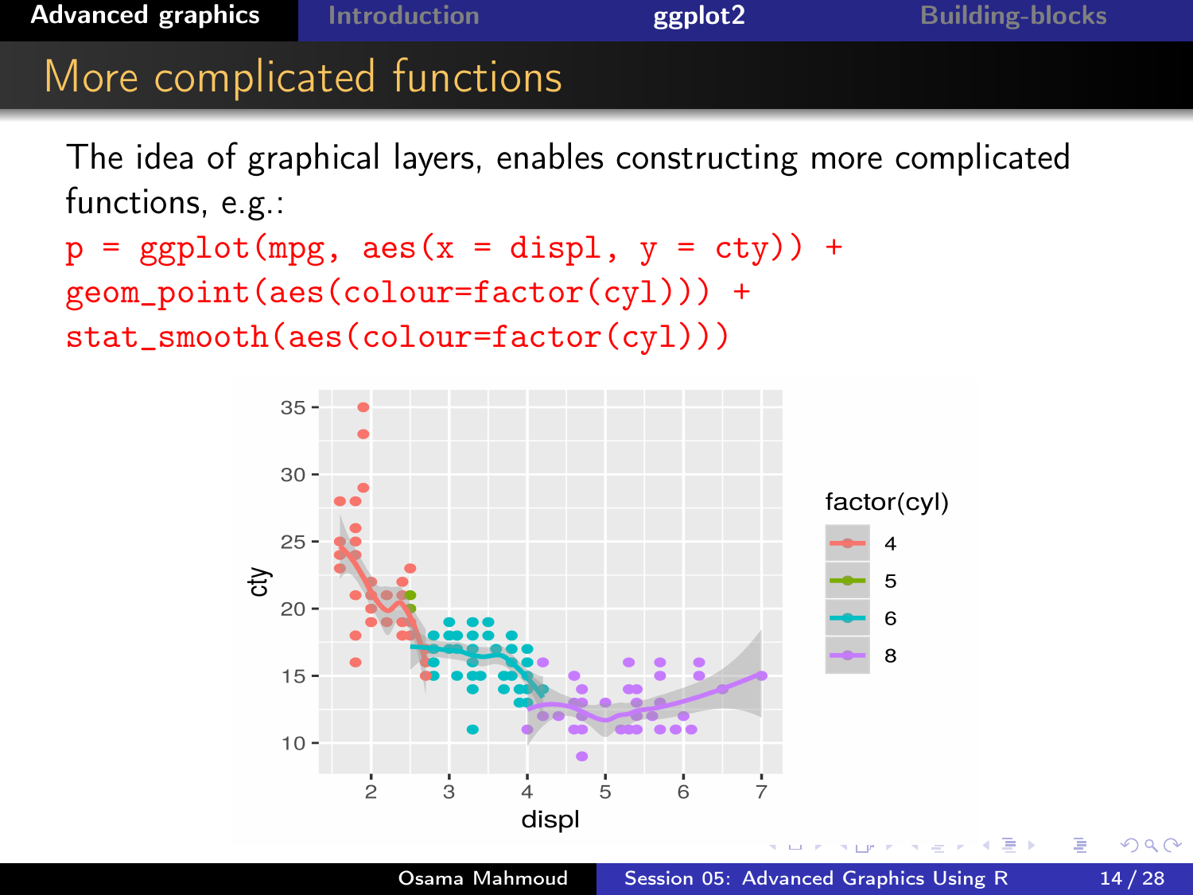# More complicated functions

The idea of graphical layers, enables constructing more complicated functions, e.g.:

```
p = ggplot(mpg, aes(x = displ, y = cty)) +
geom_point(aes(colour=factor(cyl))) +
stat_smooth(aes(colour=factor(cyl)))
```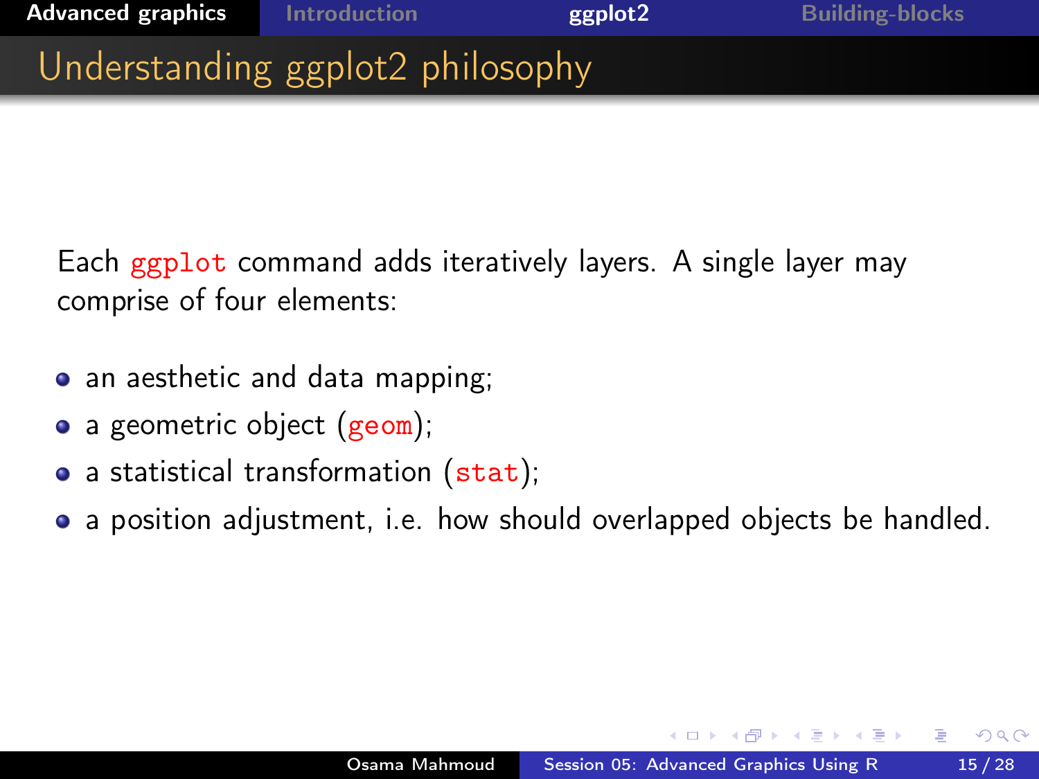# Understanding ggplot2 philosophy

Each `ggplot` command adds iteratively layers. A single layer may comprise of four elements:

- an aesthetic and data mapping;
- a geometric object (`geom`);
- a statistical transformation (`stat`);
- a position adjustment, i.e. how should overlapped objects be handled.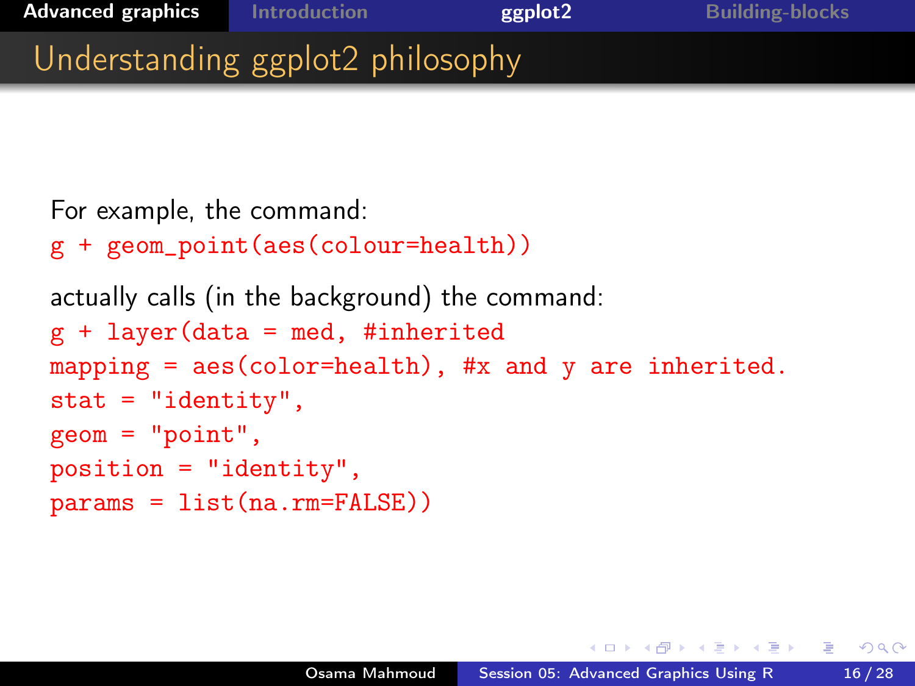# Understanding ggplot2 philosophy

For example, the command:

```
g + geom_point(aes(colour=health))
```

actually calls (in the background) the command:

```
g + layer(data = med, #inherited
mapping = aes(color=health), #x and y are inherited.
stat = "identity",
geom = "point",
position = "identity",
params = list(na.rm=FALSE))
```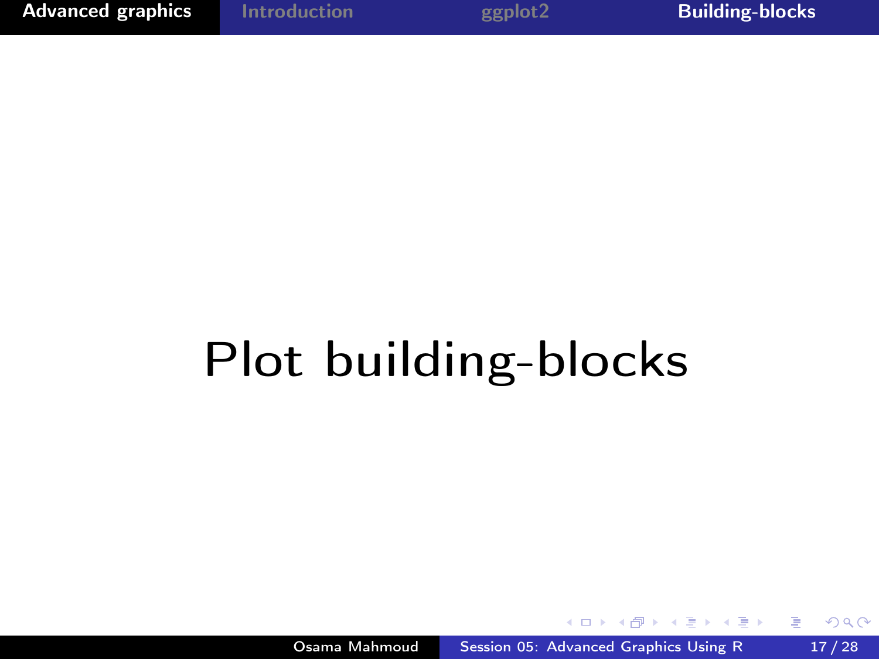# Plot building-blocks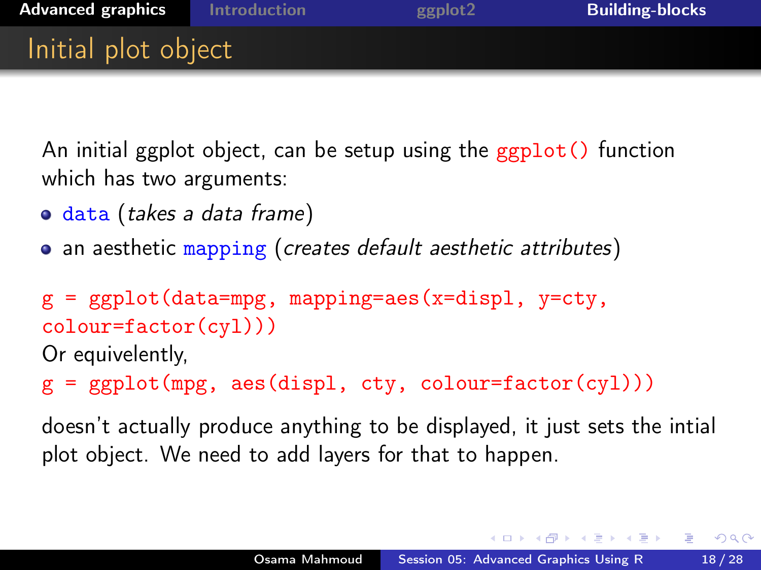## Initial plot object

An initial ggplot object, can be setup using the `ggplot()` function which has two arguments:

- `data` (*takes a data frame*)
- an aesthetic `mapping` (*creates default aesthetic attributes*)

```
g = ggplot(data=mpg, mapping=aes(x=displ, y=cty,
colour=factor(cyl)))
```

Or equivelently,

```
g = ggplot(mpg, aes(displ, cty, colour=factor(cyl)))
```

doesn't actually produce anything to be displayed, it just sets the intial plot object. We need to add layers for that to happen.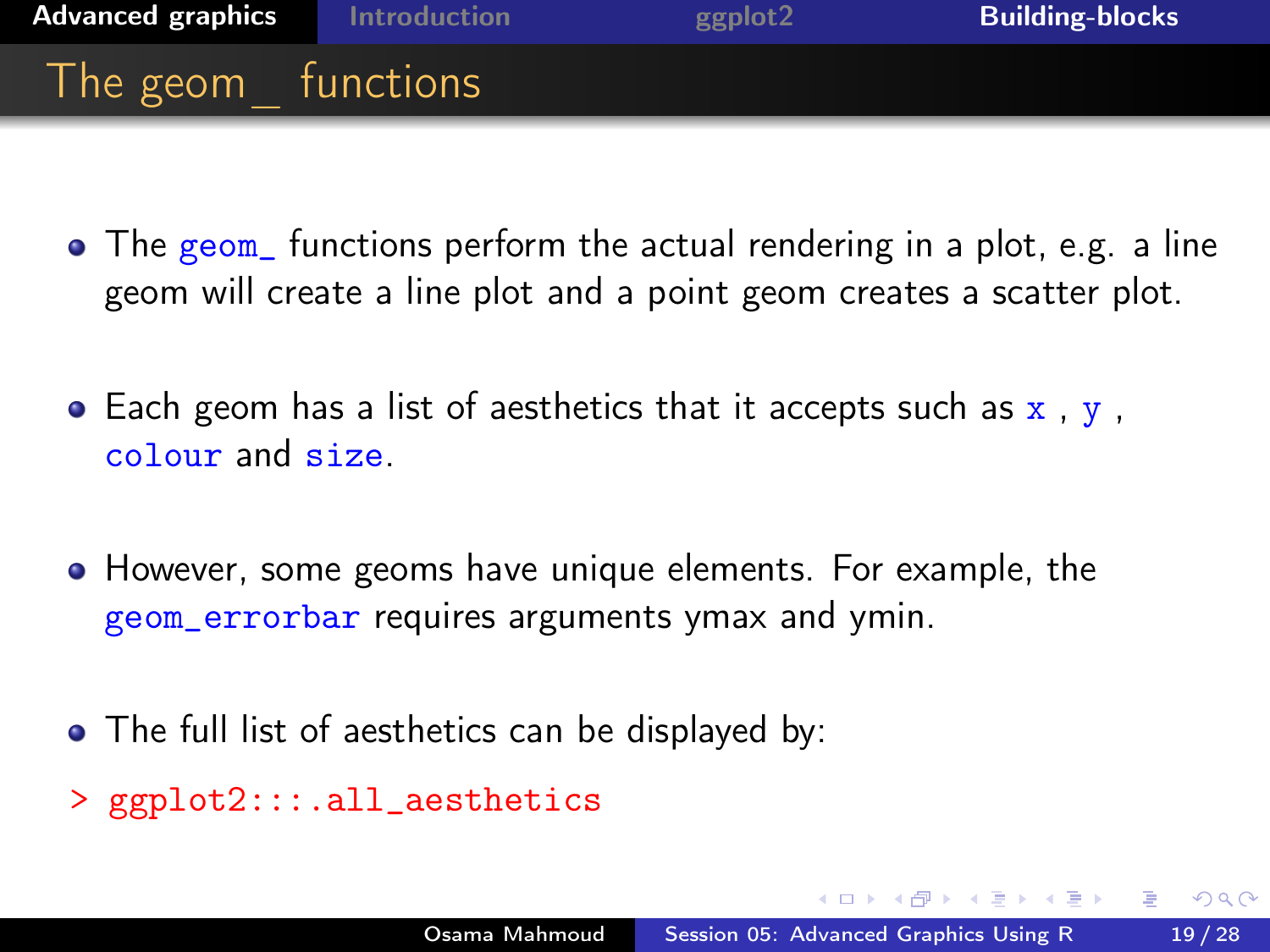# The geom_ functions

- The `geom_` functions perform the actual rendering in a plot, e.g. a line geom will create a line plot and a point geom creates a scatter plot.
- Each geom has a list of aesthetics that it accepts such as `x` , `y` , `colour` and `size`.
- However, some geoms have unique elements. For example, the `geom_errorbar` requires arguments ymax and ymin.
- The full list of aesthetics can be displayed by:

```
> ggplot2:::.all_aesthetics
```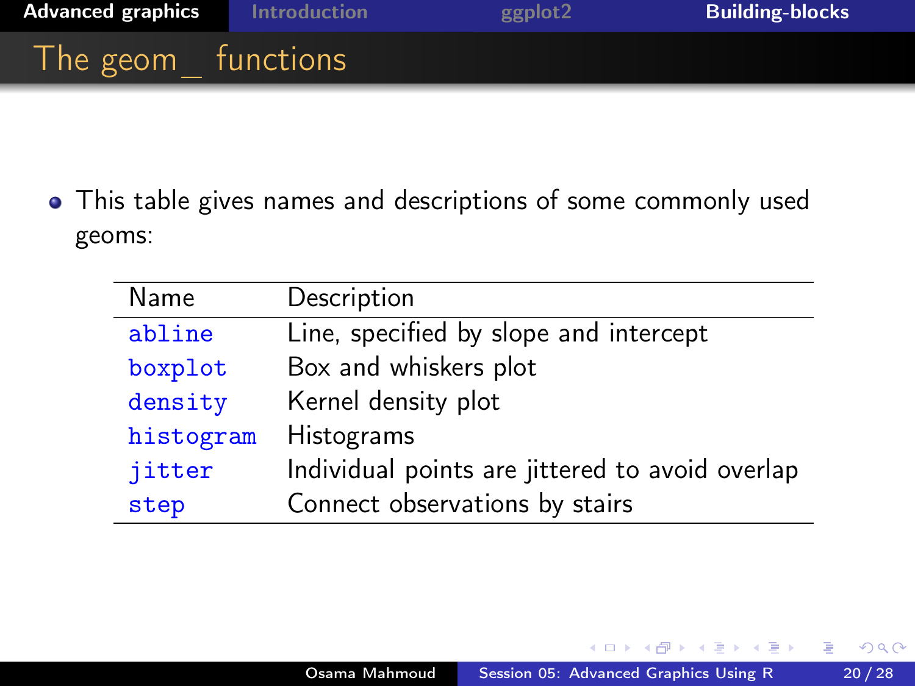# The geom_ functions

- This table gives names and descriptions of some commonly used geoms:

| Name | Description |
|---|---|
| `abline` | Line, specified by slope and intercept |
| `boxplot` | Box and whiskers plot |
| `density` | Kernel density plot |
| `histogram` | Histograms |
| `jitter` | Individual points are jittered to avoid overlap |
| `step` | Connect observations by stairs |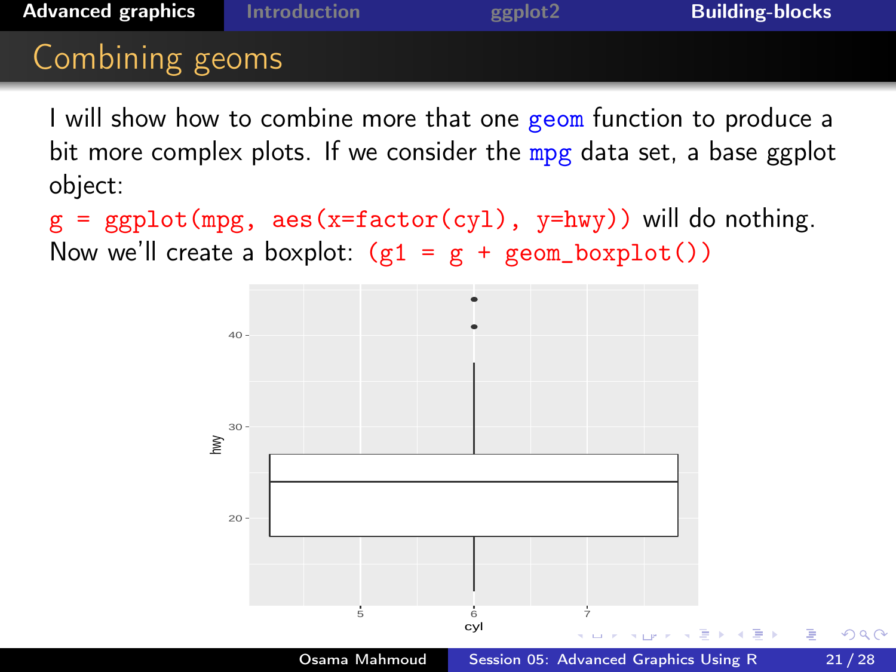## Combining geoms

I will show how to combine more that one `geom` function to produce a bit more complex plots. If we consider the `mpg` data set, a base ggplot object:

`g = ggplot(mpg, aes(x=factor(cyl), y=hwy))` will do nothing. Now we'll create a boxplot: `(g1 = g + geom_boxplot())`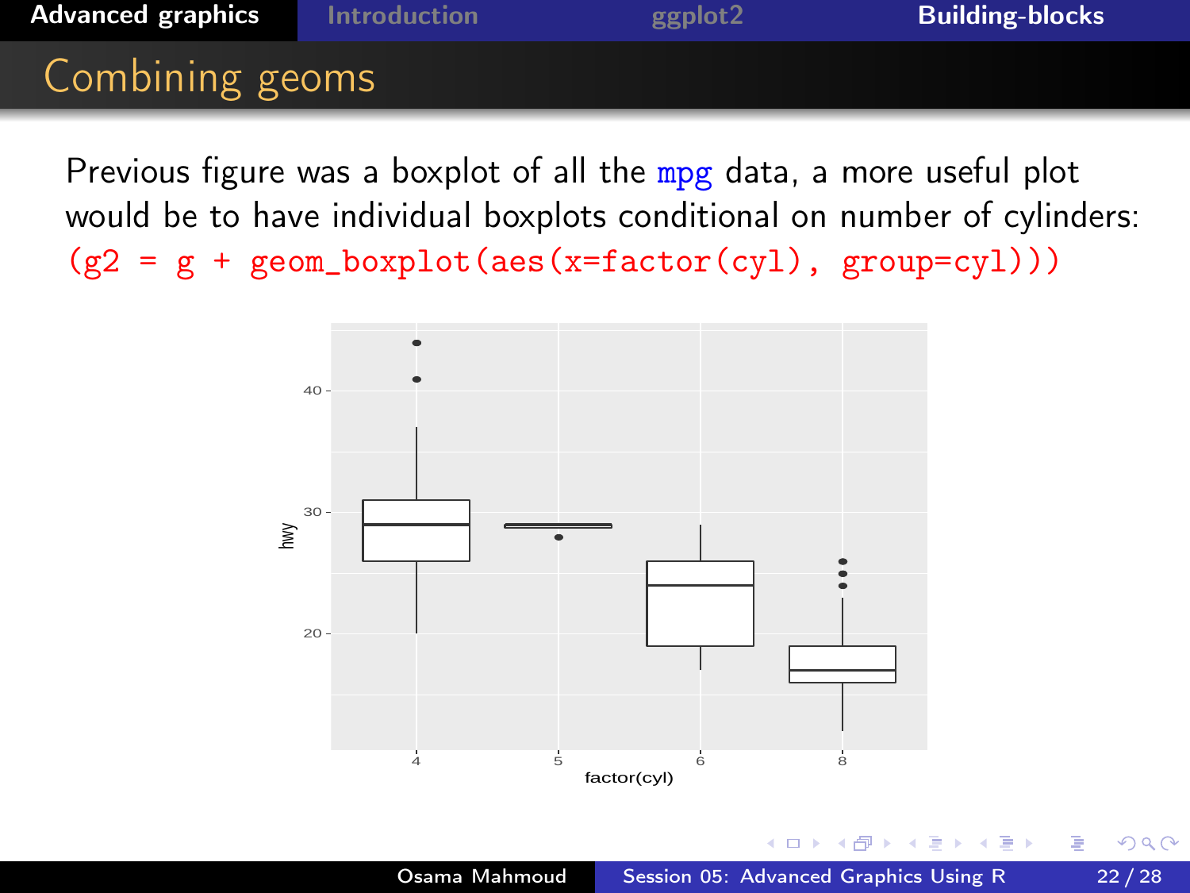## Combining geoms

Previous figure was a boxplot of all the mpg data, a more useful plot would be to have individual boxplots conditional on number of cylinders:

```
(g2 = g + geom_boxplot(aes(x=factor(cyl), group=cyl)))
```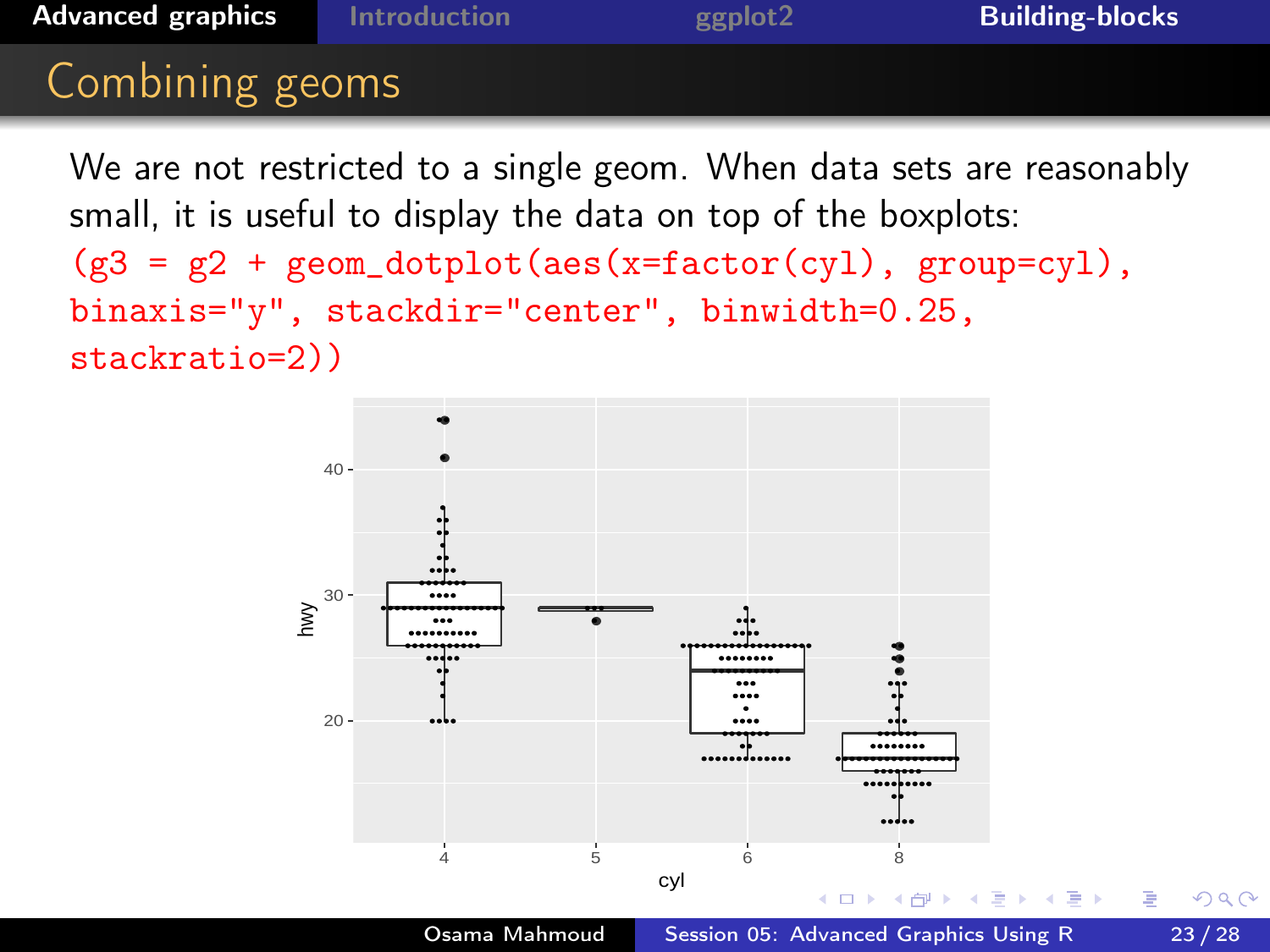## Combining geoms

We are not restricted to a single geom. When data sets are reasonably small, it is useful to display the data on top of the boxplots:

```
(g3 = g2 + geom_dotplot(aes(x=factor(cyl), group=cyl),
binaxis="y", stackdir="center", binwidth=0.25,
stackratio=2))
```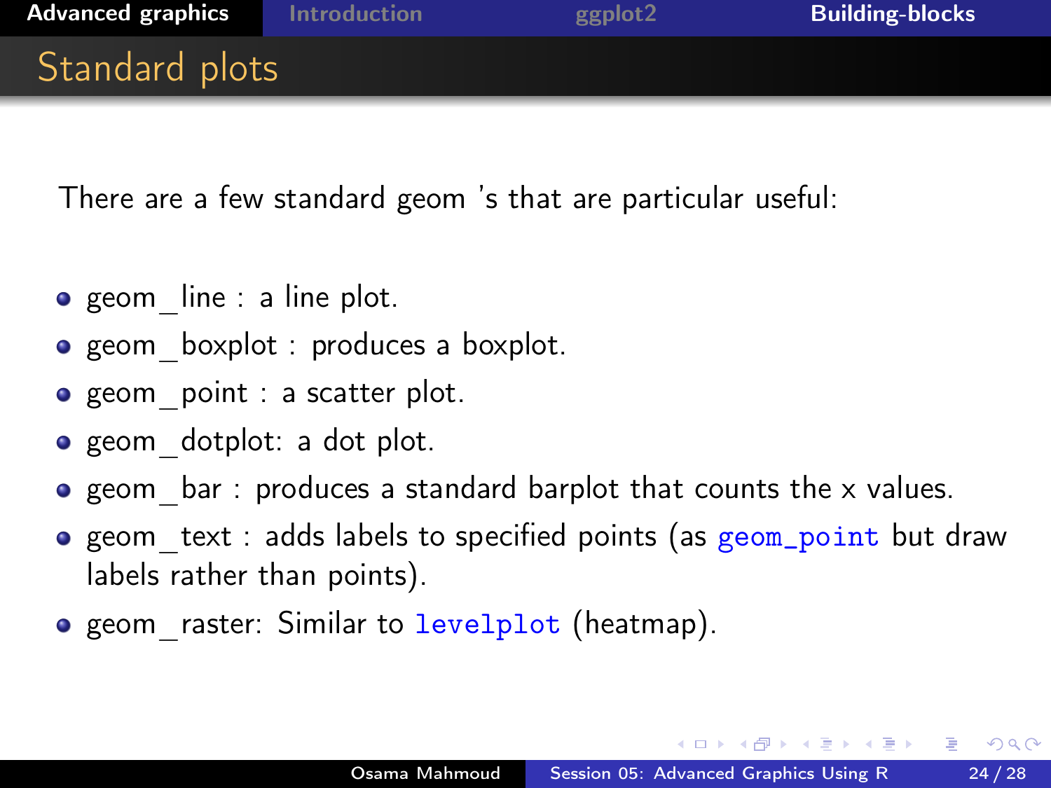## Standard plots

There are a few standard geom 's that are particular useful:

- geom_line : a line plot.
- geom_boxplot : produces a boxplot.
- geom_point : a scatter plot.
- geom_dotplot: a dot plot.
- geom_bar : produces a standard barplot that counts the x values.
- geom_text : adds labels to specified points (as `geom_point` but draw labels rather than points).
- geom_raster: Similar to `levelplot` (heatmap).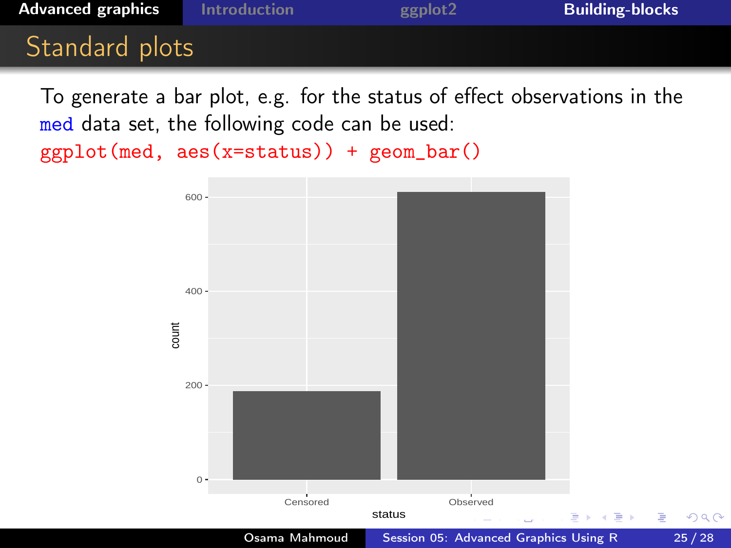## Standard plots

To generate a bar plot, e.g. for the status of effect observations in the med data set, the following code can be used:

```
ggplot(med, aes(x=status)) + geom_bar()
```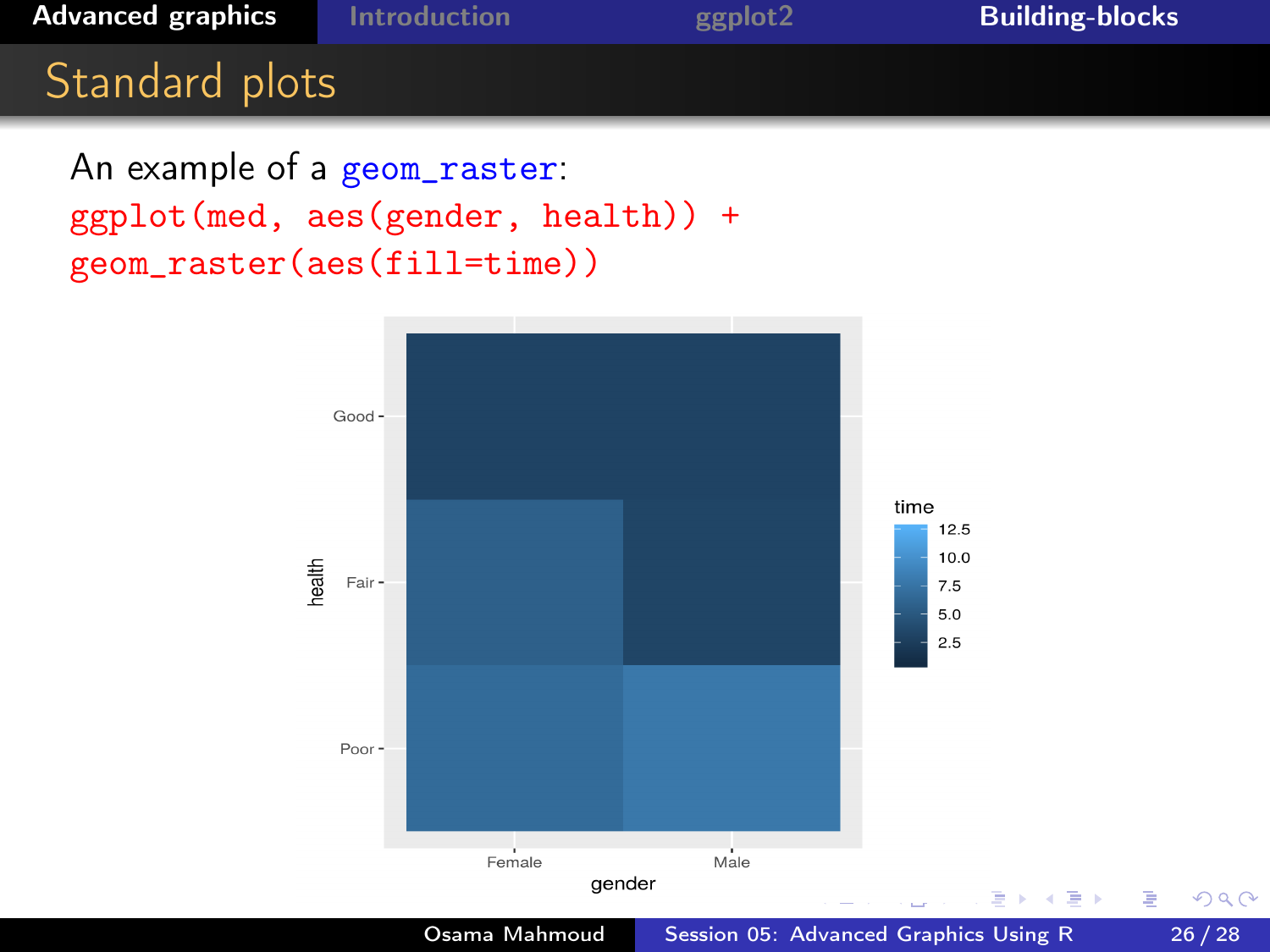## Standard plots

An example of a `geom_raster`:

```
ggplot(med, aes(gender, health)) +
geom_raster(aes(fill=time))
```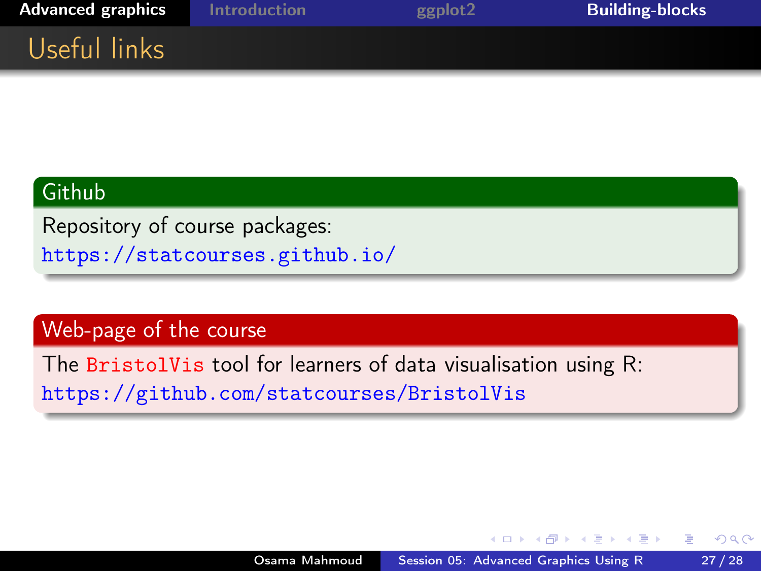# Useful links

## Github

Repository of course packages:
https://statcourses.github.io/

## Web-page of the course

The BristolVis tool for learners of data visualisation using R:
https://github.com/statcourses/BristolVis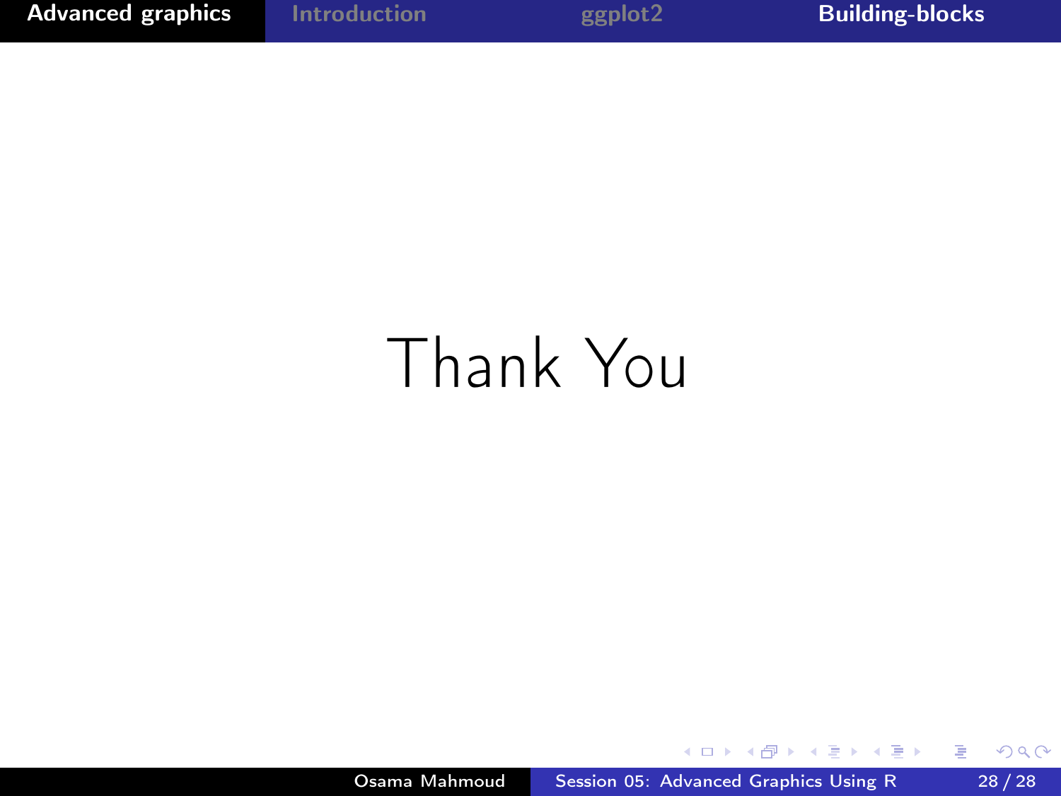Thank You